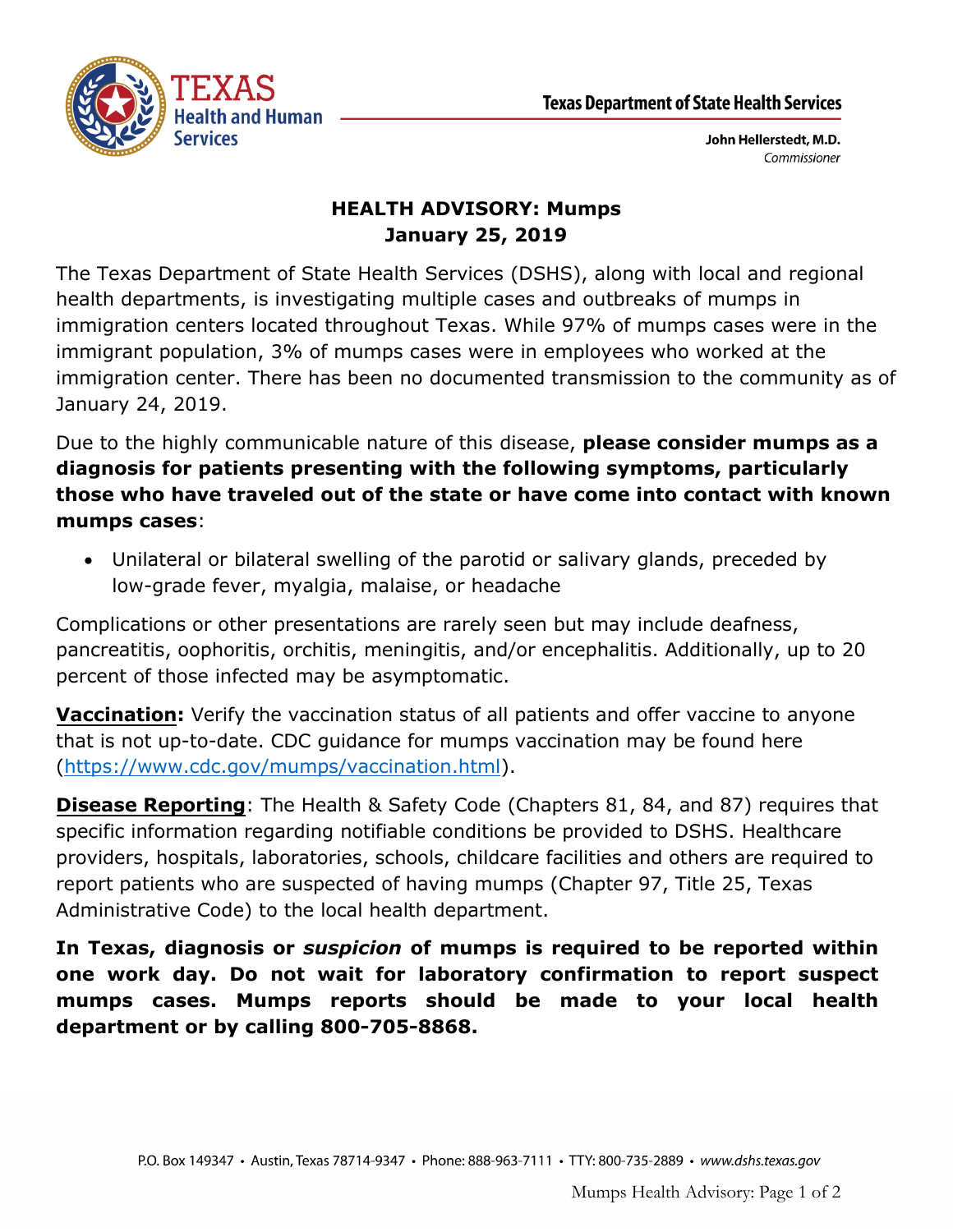TEXAS Health and Human Services

Texas Department of State Health Services

John Hellerstedt, M.D.
*Commissioner*

# HEALTH ADVISORY: Mumps
## January 25, 2019

The Texas Department of State Health Services (DSHS), along with local and regional health departments, is investigating multiple cases and outbreaks of mumps in immigration centers located throughout Texas. While 97% of mumps cases were in the immigrant population, 3% of mumps cases were in employees who worked at the immigration center. There has been no documented transmission to the community as of January 24, 2019.

Due to the highly communicable nature of this disease, **please consider mumps as a diagnosis for patients presenting with the following symptoms, particularly those who have traveled out of the state or have come into contact with known mumps cases**:

- Unilateral or bilateral swelling of the parotid or salivary glands, preceded by low-grade fever, myalgia, malaise, or headache

Complications or other presentations are rarely seen but may include deafness, pancreatitis, oophoritis, orchitis, meningitis, and/or encephalitis. Additionally, up to 20 percent of those infected may be asymptomatic.

**Vaccination:** Verify the vaccination status of all patients and offer vaccine to anyone that is not up-to-date. CDC guidance for mumps vaccination may be found here (https://www.cdc.gov/mumps/vaccination.html).

**Disease Reporting**: The Health & Safety Code (Chapters 81, 84, and 87) requires that specific information regarding notifiable conditions be provided to DSHS. Healthcare providers, hospitals, laboratories, schools, childcare facilities and others are required to report patients who are suspected of having mumps (Chapter 97, Title 25, Texas Administrative Code) to the local health department.

**In Texas, diagnosis or *suspicion* of mumps is required to be reported within one work day. Do not wait for laboratory confirmation to report suspect mumps cases. Mumps reports should be made to your local health department or by calling 800-705-8868.**

P.O. Box 149347 • Austin, Texas 78714-9347 • Phone: 888-963-7111 • TTY: 800-735-2889 • www.dshs.texas.gov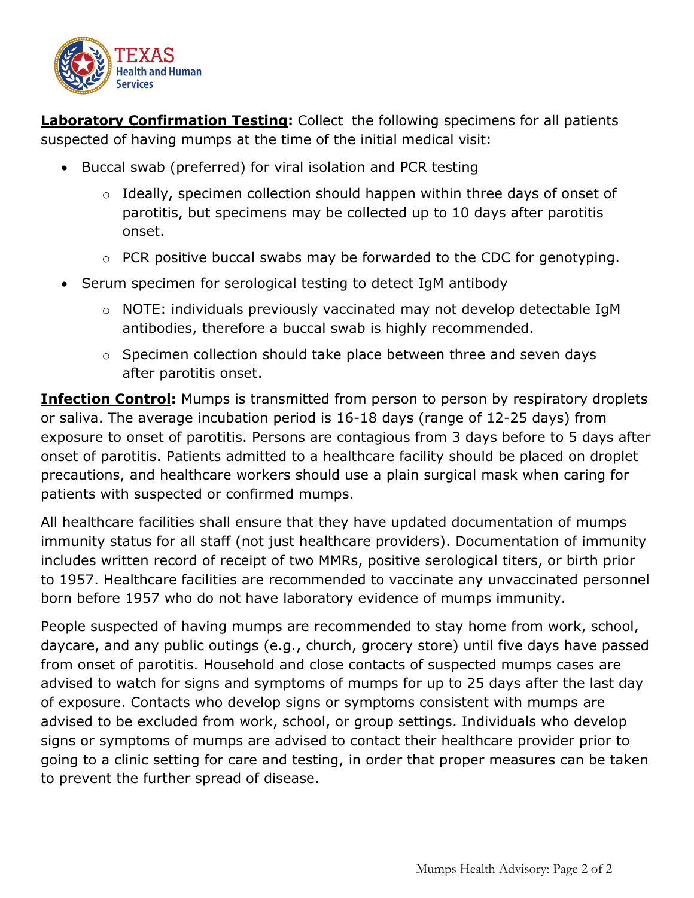**Laboratory Confirmation Testing:** Collect the following specimens for all patients suspected of having mumps at the time of the initial medical visit:

- Buccal swab (preferred) for viral isolation and PCR testing
  - Ideally, specimen collection should happen within three days of onset of parotitis, but specimens may be collected up to 10 days after parotitis onset.
  - PCR positive buccal swabs may be forwarded to the CDC for genotyping.
- Serum specimen for serological testing to detect IgM antibody
  - NOTE: individuals previously vaccinated may not develop detectable IgM antibodies, therefore a buccal swab is highly recommended.
  - Specimen collection should take place between three and seven days after parotitis onset.

**Infection Control:** Mumps is transmitted from person to person by respiratory droplets or saliva. The average incubation period is 16-18 days (range of 12-25 days) from exposure to onset of parotitis. Persons are contagious from 3 days before to 5 days after onset of parotitis. Patients admitted to a healthcare facility should be placed on droplet precautions, and healthcare workers should use a plain surgical mask when caring for patients with suspected or confirmed mumps.

All healthcare facilities shall ensure that they have updated documentation of mumps immunity status for all staff (not just healthcare providers). Documentation of immunity includes written record of receipt of two MMRs, positive serological titers, or birth prior to 1957. Healthcare facilities are recommended to vaccinate any unvaccinated personnel born before 1957 who do not have laboratory evidence of mumps immunity.

People suspected of having mumps are recommended to stay home from work, school, daycare, and any public outings (e.g., church, grocery store) until five days have passed from onset of parotitis. Household and close contacts of suspected mumps cases are advised to watch for signs and symptoms of mumps for up to 25 days after the last day of exposure. Contacts who develop signs or symptoms consistent with mumps are advised to be excluded from work, school, or group settings. Individuals who develop signs or symptoms of mumps are advised to contact their healthcare provider prior to going to a clinic setting for care and testing, in order that proper measures can be taken to prevent the further spread of disease.